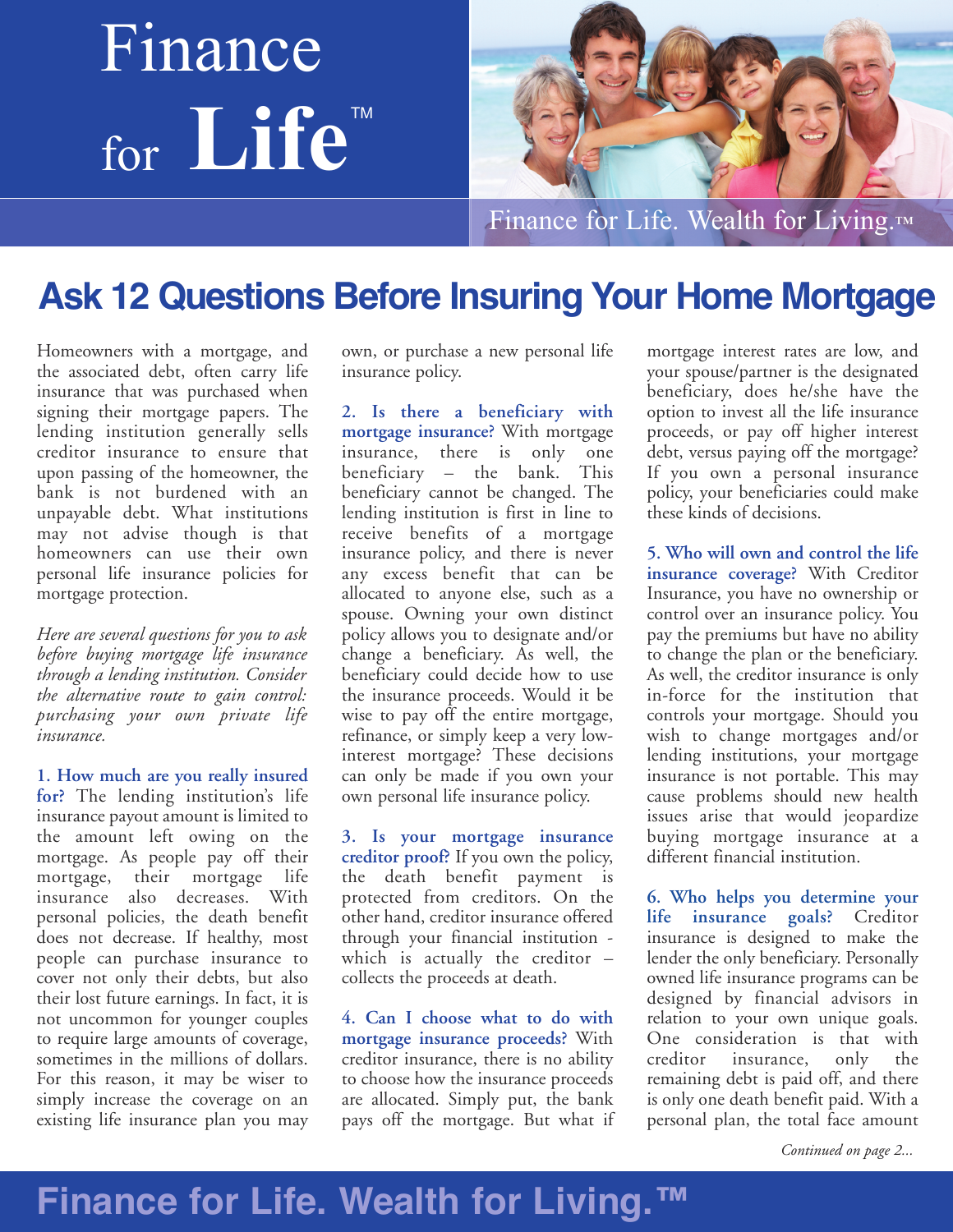# Finance for Life™

Finance for Life. Wealth for Living.™

## Ask 12 Questions Before Insuring Your Home Mortgage

Homeowners with a mortgage, and the associated debt, often carry life insurance that was purchased when signing their mortgage papers. The lending institution generally sells creditor insurance to ensure that upon passing of the homeowner, the bank is not burdened with an unpayable debt. What institutions may not advise though is that homeowners can use their own personal life insurance policies for mortgage protection.

*Here are several questions for you to ask before buying mortgage life insurance through a lending institution. Consider the alternative route to gain control: purchasing your own private life insurance.*

**1. How much are you really insured for?** The lending institution's life insurance payout amount is limited to the amount left owing on the mortgage. As people pay off their mortgage, their mortgage life insurance also decreases. With personal policies, the death benefit does not decrease. If healthy, most people can purchase insurance to cover not only their debts, but also their lost future earnings. In fact, it is not uncommon for younger couples to require large amounts of coverage, sometimes in the millions of dollars. For this reason, it may be wiser to simply increase the coverage on an existing life insurance plan you may own, or purchase a new personal life insurance policy.

**2. Is there a beneficiary with mortgage insurance?** With mortgage insurance, there is only one beneficiary – the bank. This beneficiary cannot be changed. The lending institution is first in line to receive benefits of a mortgage insurance policy, and there is never any excess benefit that can be allocated to anyone else, such as a spouse. Owning your own distinct policy allows you to designate and/or change a beneficiary. As well, the beneficiary could decide how to use the insurance proceeds. Would it be wise to pay off the entire mortgage, refinance, or simply keep a very low-interest mortgage? These decisions can only be made if you own your own personal life insurance policy.

**3. Is your mortgage insurance creditor proof?** If you own the policy, the death benefit payment is protected from creditors. On the other hand, creditor insurance offered through your financial institution - which is actually the creditor – collects the proceeds at death.

**4. Can I choose what to do with mortgage insurance proceeds?** With creditor insurance, there is no ability to choose how the insurance proceeds are allocated. Simply put, the bank pays off the mortgage. But what if mortgage interest rates are low, and your spouse/partner is the designated beneficiary, does he/she have the option to invest all the life insurance proceeds, or pay off higher interest debt, versus paying off the mortgage? If you own a personal insurance policy, your beneficiaries could make these kinds of decisions.

**5. Who will own and control the life insurance coverage?** With Creditor Insurance, you have no ownership or control over an insurance policy. You pay the premiums but have no ability to change the plan or the beneficiary. As well, the creditor insurance is only in-force for the institution that controls your mortgage. Should you wish to change mortgages and/or lending institutions, your mortgage insurance is not portable. This may cause problems should new health issues arise that would jeopardize buying mortgage insurance at a different financial institution.

**6. Who helps you determine your life insurance goals?** Creditor insurance is designed to make the lender the only beneficiary. Personally owned life insurance programs can be designed by financial advisors in relation to your own unique goals. One consideration is that with creditor insurance, only the remaining debt is paid off, and there is only one death benefit paid. With a personal plan, the total face amount

*Continued on page 2...*

**Finance for Life. Wealth for Living.™**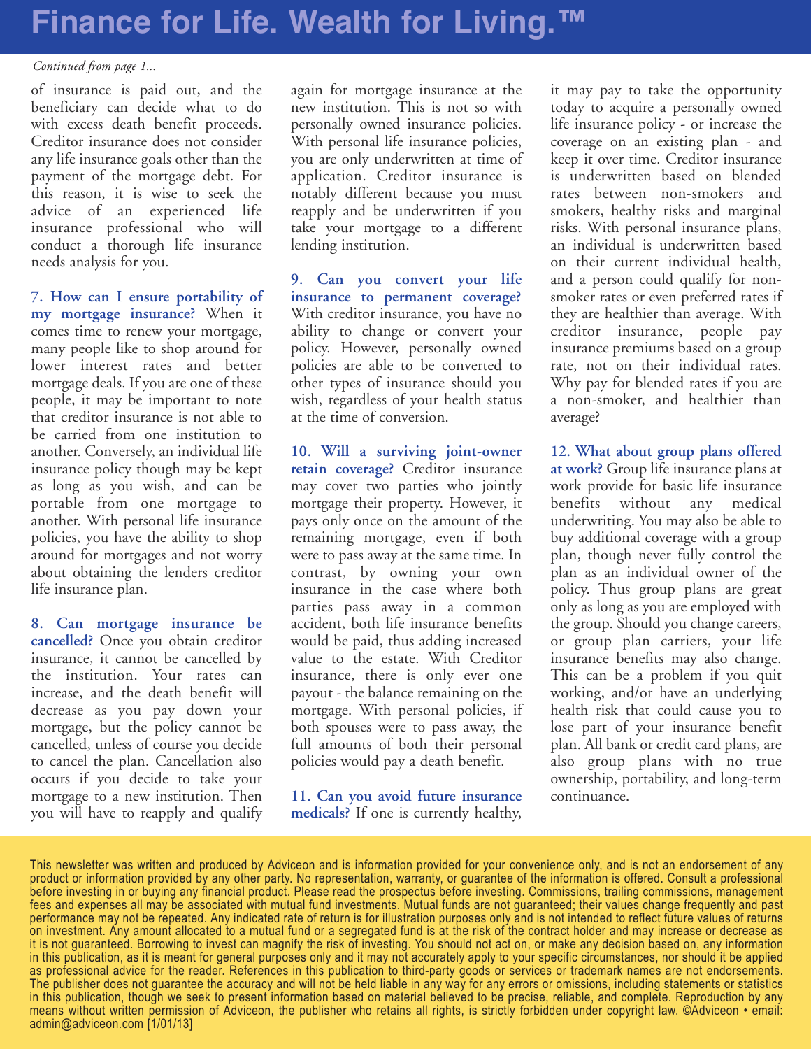*Continued from page 1...*

of insurance is paid out, and the beneficiary can decide what to do with excess death benefit proceeds. Creditor insurance does not consider any life insurance goals other than the payment of the mortgage debt. For this reason, it is wise to seek the advice of an experienced life insurance professional who will conduct a thorough life insurance needs analysis for you.

**7. How can I ensure portability of my mortgage insurance?** When it comes time to renew your mortgage, many people like to shop around for lower interest rates and better mortgage deals. If you are one of these people, it may be important to note that creditor insurance is not able to be carried from one institution to another. Conversely, an individual life insurance policy though may be kept as long as you wish, and can be portable from one mortgage to another. With personal life insurance policies, you have the ability to shop around for mortgages and not worry about obtaining the lenders creditor life insurance plan.

**8. Can mortgage insurance be cancelled?** Once you obtain creditor insurance, it cannot be cancelled by the institution. Your rates can increase, and the death benefit will decrease as you pay down your mortgage, but the policy cannot be cancelled, unless of course you decide to cancel the plan. Cancellation also occurs if you decide to take your mortgage to a new institution. Then you will have to reapply and qualify again for mortgage insurance at the new institution. This is not so with personally owned insurance policies. With personal life insurance policies, you are only underwritten at time of application. Creditor insurance is notably different because you must reapply and be underwritten if you take your mortgage to a different lending institution.

**9. Can you convert your life insurance to permanent coverage?** With creditor insurance, you have no ability to change or convert your policy. However, personally owned policies are able to be converted to other types of insurance should you wish, regardless of your health status at the time of conversion.

**10. Will a surviving joint-owner retain coverage?** Creditor insurance may cover two parties who jointly mortgage their property. However, it pays only once on the amount of the remaining mortgage, even if both were to pass away at the same time. In contrast, by owning your own insurance in the case where both parties pass away in a common accident, both life insurance benefits would be paid, thus adding increased value to the estate. With Creditor insurance, there is only ever one payout - the balance remaining on the mortgage. With personal policies, if both spouses were to pass away, the full amounts of both their personal policies would pay a death benefit.

**11. Can you avoid future insurance medicals?** If one is currently healthy, it may pay to take the opportunity today to acquire a personally owned life insurance policy - or increase the coverage on an existing plan - and keep it over time. Creditor insurance is underwritten based on blended rates between non-smokers and smokers, healthy risks and marginal risks. With personal insurance plans, an individual is underwritten based on their current individual health, and a person could qualify for non-smoker rates or even preferred rates if they are healthier than average. With creditor insurance, people pay insurance premiums based on a group rate, not on their individual rates. Why pay for blended rates if you are a non-smoker, and healthier than average?

**12. What about group plans offered at work?** Group life insurance plans at work provide for basic life insurance benefits without any medical underwriting. You may also be able to buy additional coverage with a group plan, though never fully control the plan as an individual owner of the policy. Thus group plans are great only as long as you are employed with the group. Should you change careers, or group plan carriers, your life insurance benefits may also change. This can be a problem if you quit working, and/or have an underlying health risk that could cause you to lose part of your insurance benefit plan. All bank or credit card plans, are also group plans with no true ownership, portability, and long-term continuance.

This newsletter was written and produced by Adviceon and is information provided for your convenience only, and is not an endorsement of any product or information provided by any other party. No representation, warranty, or guarantee of the information is offered. Consult a professional before investing in or buying any financial product. Please read the prospectus before investing. Commissions, trailing commissions, management fees and expenses all may be associated with mutual fund investments. Mutual funds are not guaranteed; their values change frequently and past performance may not be repeated. Any indicated rate of return is for illustration purposes only and is not intended to reflect future values of returns on investment. Any amount allocated to a mutual fund or a segregated fund is at the risk of the contract holder and may increase or decrease as it is not guaranteed. Borrowing to invest can magnify the risk of investing. You should not act on, or make any decision based on, any information in this publication, as it is meant for general purposes only and it may not accurately apply to your specific circumstances, nor should it be applied as professional advice for the reader. References in this publication to third-party goods or services or trademark names are not endorsements. The publisher does not guarantee the accuracy and will not be held liable in any way for any errors or omissions, including statements or statistics in this publication, though we seek to present information based on material believed to be precise, reliable, and complete. Reproduction by any means without written permission of Adviceon, the publisher who retains all rights, is strictly forbidden under copyright law. ©Adviceon • email: admin@adviceon.com [1/01/13]